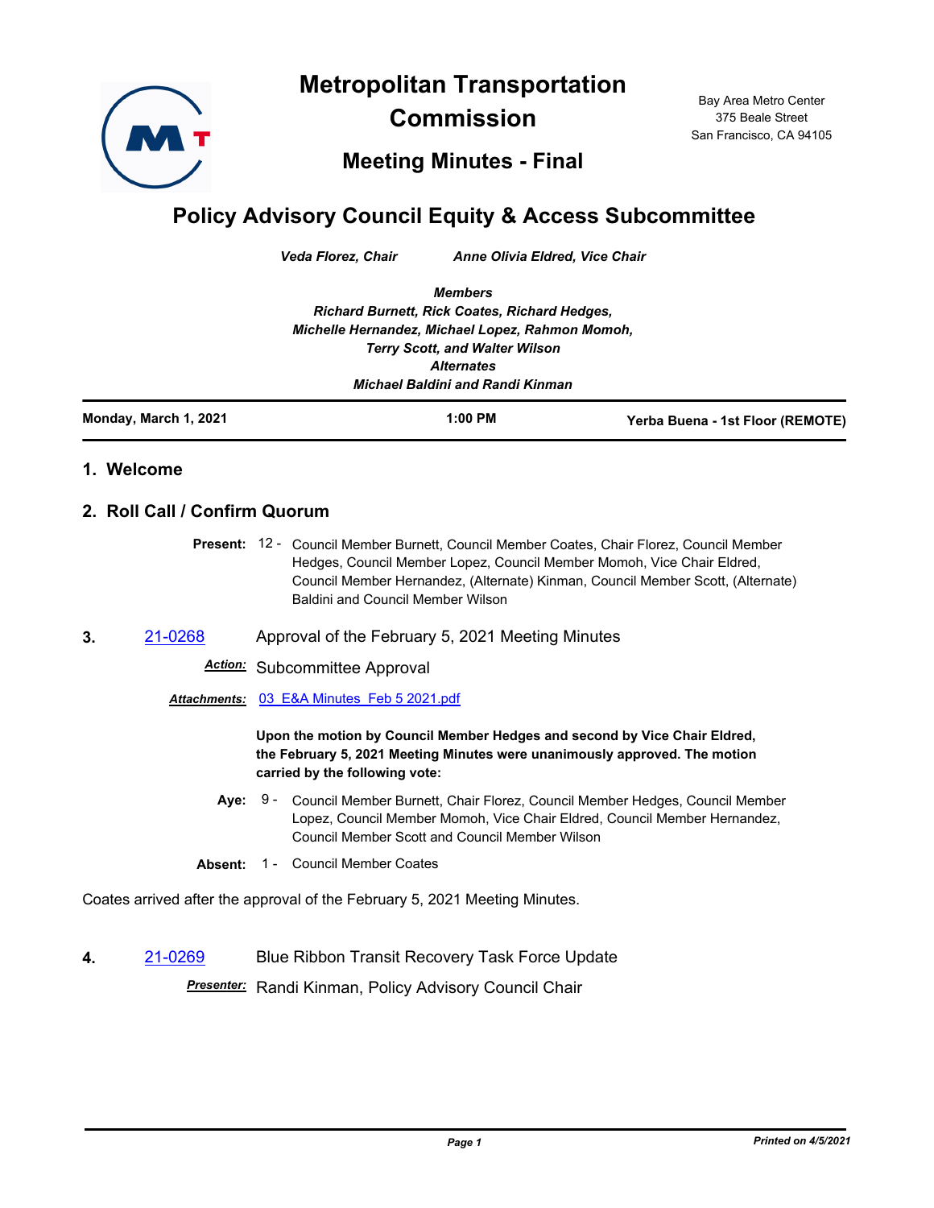# Metropolitan Transportation Commission

## Meeting Minutes - Final

Bay Area Metro Center
375 Beale Street
San Francisco, CA 94105

# Policy Advisory Council Equity & Access Subcommittee

***Veda Florez, Chair*** ***Anne Olivia Eldred, Vice Chair***

***Members***
***Richard Burnett, Rick Coates, Richard Hedges, Michelle Hernandez, Michael Lopez, Rahmon Momoh, Terry Scott, and Walter Wilson***
***Alternates***
***Michael Baldini and Randi Kinman***

**Monday, March 1, 2021** **1:00 PM** **Yerba Buena - 1st Floor (REMOTE)**

## 1. Welcome

## 2. Roll Call / Confirm Quorum

**Present:** 12 - Council Member Burnett, Council Member Coates, Chair Florez, Council Member Hedges, Council Member Lopez, Council Member Momoh, Vice Chair Eldred, Council Member Hernandez, (Alternate) Kinman, Council Member Scott, (Alternate) Baldini and Council Member Wilson

**3.** [21-0268](21-0268) Approval of the February 5, 2021 Meeting Minutes

***Action:*** Subcommittee Approval

***Attachments:*** [03_E&A Minutes_Feb 5 2021.pdf](03_E&A Minutes_Feb 5 2021.pdf)

**Upon the motion by Council Member Hedges and second by Vice Chair Eldred, the February 5, 2021 Meeting Minutes were unanimously approved. The motion carried by the following vote:**

**Aye:** 9 - Council Member Burnett, Chair Florez, Council Member Hedges, Council Member Lopez, Council Member Momoh, Vice Chair Eldred, Council Member Hernandez, Council Member Scott and Council Member Wilson

**Absent:** 1 - Council Member Coates

Coates arrived after the approval of the February 5, 2021 Meeting Minutes.

**4.** [21-0269](21-0269) Blue Ribbon Transit Recovery Task Force Update

***Presenter:*** Randi Kinman, Policy Advisory Council Chair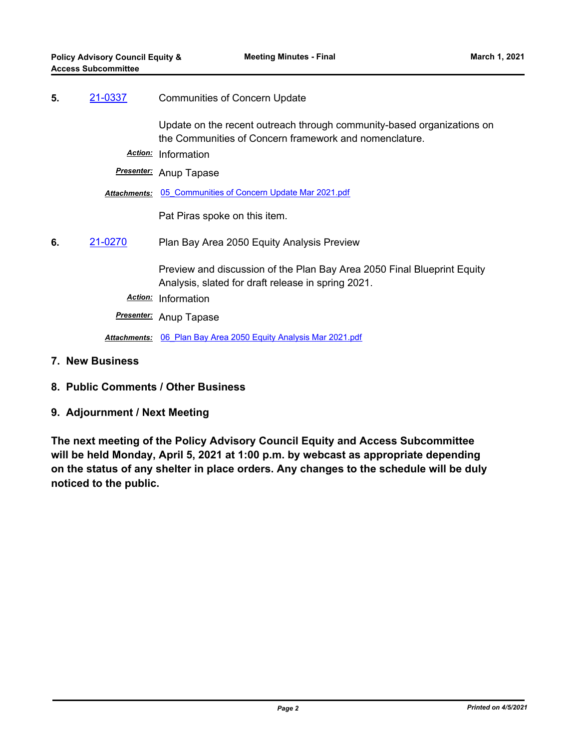**5.** 21-0337 Communities of Concern Update

Update on the recent outreach through community-based organizations on the Communities of Concern framework and nomenclature.

***Action:*** Information

***Presenter:*** Anup Tapase

***Attachments:*** 05_Communities of Concern Update Mar 2021.pdf

Pat Piras spoke on this item.

**6.** 21-0270 Plan Bay Area 2050 Equity Analysis Preview

Preview and discussion of the Plan Bay Area 2050 Final Blueprint Equity Analysis, slated for draft release in spring 2021.

***Action:*** Information

***Presenter:*** Anup Tapase

***Attachments:*** 06_Plan Bay Area 2050 Equity Analysis Mar 2021.pdf

## 7. New Business

## 8. Public Comments / Other Business

## 9. Adjournment / Next Meeting

**The next meeting of the Policy Advisory Council Equity and Access Subcommittee will be held Monday, April 5, 2021 at 1:00 p.m. by webcast as appropriate depending on the status of any shelter in place orders. Any changes to the schedule will be duly noticed to the public.**